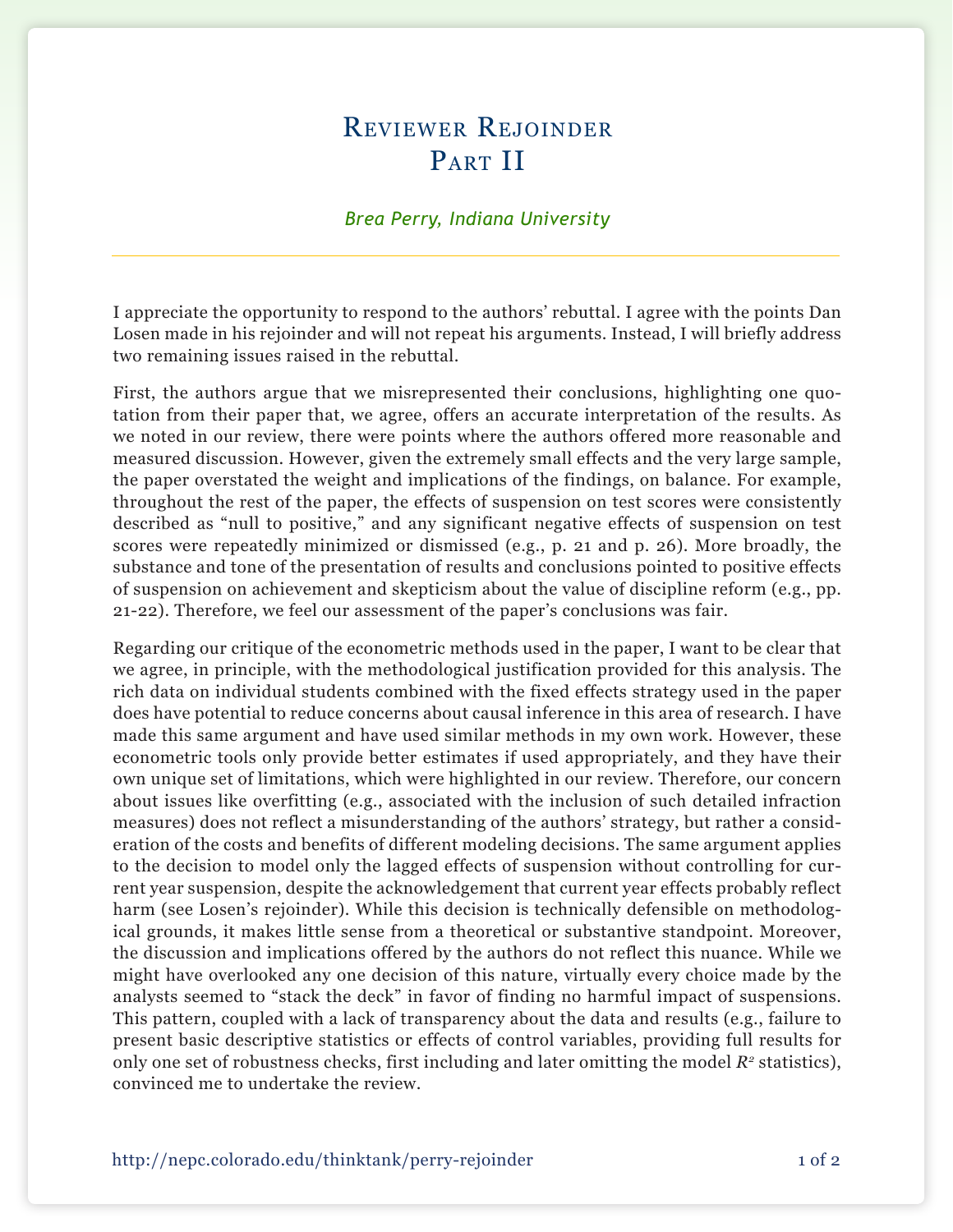# Reviewer Rejoinder
## Part II

*Brea Perry, Indiana University*

I appreciate the opportunity to respond to the authors' rebuttal. I agree with the points Dan Losen made in his rejoinder and will not repeat his arguments. Instead, I will briefly address two remaining issues raised in the rebuttal.

First, the authors argue that we misrepresented their conclusions, highlighting one quotation from their paper that, we agree, offers an accurate interpretation of the results. As we noted in our review, there were points where the authors offered more reasonable and measured discussion. However, given the extremely small effects and the very large sample, the paper overstated the weight and implications of the findings, on balance. For example, throughout the rest of the paper, the effects of suspension on test scores were consistently described as "null to positive," and any significant negative effects of suspension on test scores were repeatedly minimized or dismissed (e.g., p. 21 and p. 26). More broadly, the substance and tone of the presentation of results and conclusions pointed to positive effects of suspension on achievement and skepticism about the value of discipline reform (e.g., pp. 21-22). Therefore, we feel our assessment of the paper's conclusions was fair.

Regarding our critique of the econometric methods used in the paper, I want to be clear that we agree, in principle, with the methodological justification provided for this analysis. The rich data on individual students combined with the fixed effects strategy used in the paper does have potential to reduce concerns about causal inference in this area of research. I have made this same argument and have used similar methods in my own work. However, these econometric tools only provide better estimates if used appropriately, and they have their own unique set of limitations, which were highlighted in our review. Therefore, our concern about issues like overfitting (e.g., associated with the inclusion of such detailed infraction measures) does not reflect a misunderstanding of the authors' strategy, but rather a consideration of the costs and benefits of different modeling decisions. The same argument applies to the decision to model only the lagged effects of suspension without controlling for current year suspension, despite the acknowledgement that current year effects probably reflect harm (see Losen's rejoinder). While this decision is technically defensible on methodological grounds, it makes little sense from a theoretical or substantive standpoint. Moreover, the discussion and implications offered by the authors do not reflect this nuance. While we might have overlooked any one decision of this nature, virtually every choice made by the analysts seemed to "stack the deck" in favor of finding no harmful impact of suspensions. This pattern, coupled with a lack of transparency about the data and results (e.g., failure to present basic descriptive statistics or effects of control variables, providing full results for only one set of robustness checks, first including and later omitting the model $R^2$ statistics), convinced me to undertake the review.

http://nepc.colorado.edu/thinktank/perry-rejoinder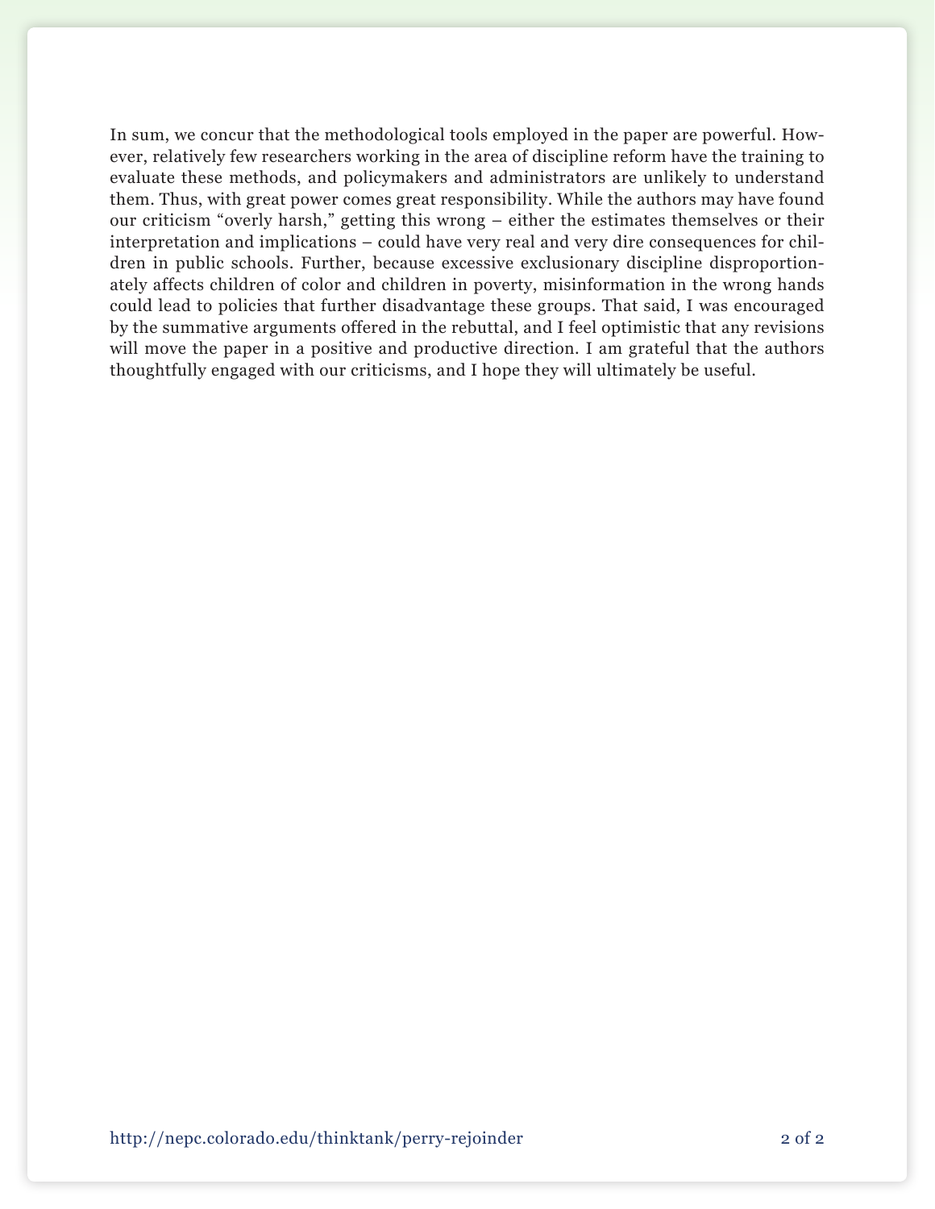In sum, we concur that the methodological tools employed in the paper are powerful. However, relatively few researchers working in the area of discipline reform have the training to evaluate these methods, and policymakers and administrators are unlikely to understand them. Thus, with great power comes great responsibility. While the authors may have found our criticism "overly harsh," getting this wrong – either the estimates themselves or their interpretation and implications – could have very real and very dire consequences for children in public schools. Further, because excessive exclusionary discipline disproportionately affects children of color and children in poverty, misinformation in the wrong hands could lead to policies that further disadvantage these groups. That said, I was encouraged by the summative arguments offered in the rebuttal, and I feel optimistic that any revisions will move the paper in a positive and productive direction. I am grateful that the authors thoughtfully engaged with our criticisms, and I hope they will ultimately be useful.